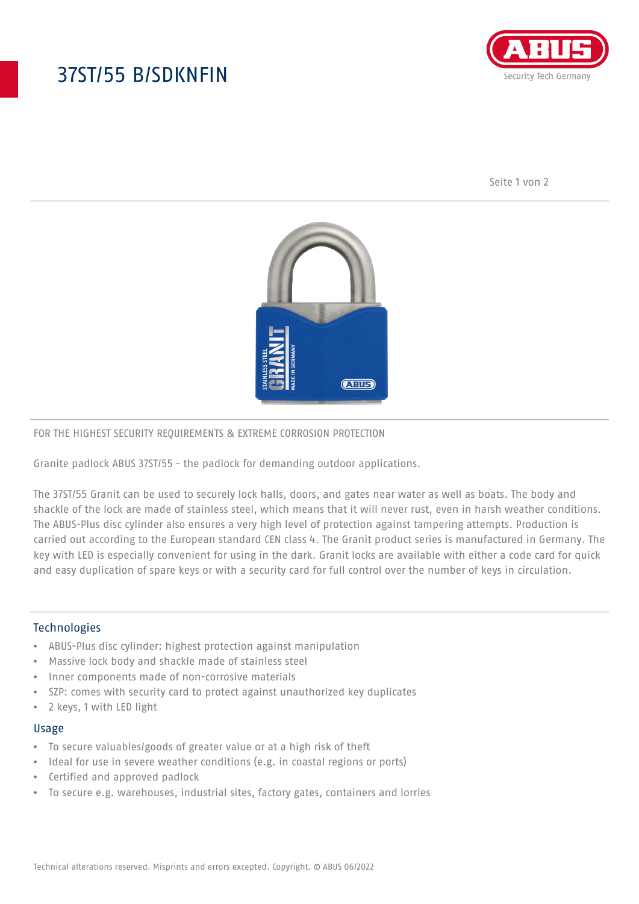# 37ST/55 B/SDKNFIN

FOR THE HIGHEST SECURITY REQUIREMENTS & EXTREME CORROSION PROTECTION

Granite padlock ABUS 37ST/55 - the padlock for demanding outdoor applications.

The 37ST/55 Granit can be used to securely lock halls, doors, and gates near water as well as boats. The body and shackle of the lock are made of stainless steel, which means that it will never rust, even in harsh weather conditions. The ABUS-Plus disc cylinder also ensures a very high level of protection against tampering attempts. Production is carried out according to the European standard CEN class 4. The Granit product series is manufactured in Germany. The key with LED is especially convenient for using in the dark. Granit locks are available with either a code card for quick and easy duplication of spare keys or with a security card for full control over the number of keys in circulation.

## Technologies

- ABUS-Plus disc cylinder: highest protection against manipulation
- Massive lock body and shackle made of stainless steel
- Inner components made of non-corrosive materials
- SZP: comes with security card to protect against unauthorized key duplicates
- 2 keys, 1 with LED light

## Usage

- To secure valuables/goods of greater value or at a high risk of theft
- Ideal for use in severe weather conditions (e.g. in coastal regions or ports)
- Certified and approved padlock
- To secure e.g. warehouses, industrial sites, factory gates, containers and lorries

Technical alterations reserved. Misprints and errors excepted. Copyright. © ABUS 06/2022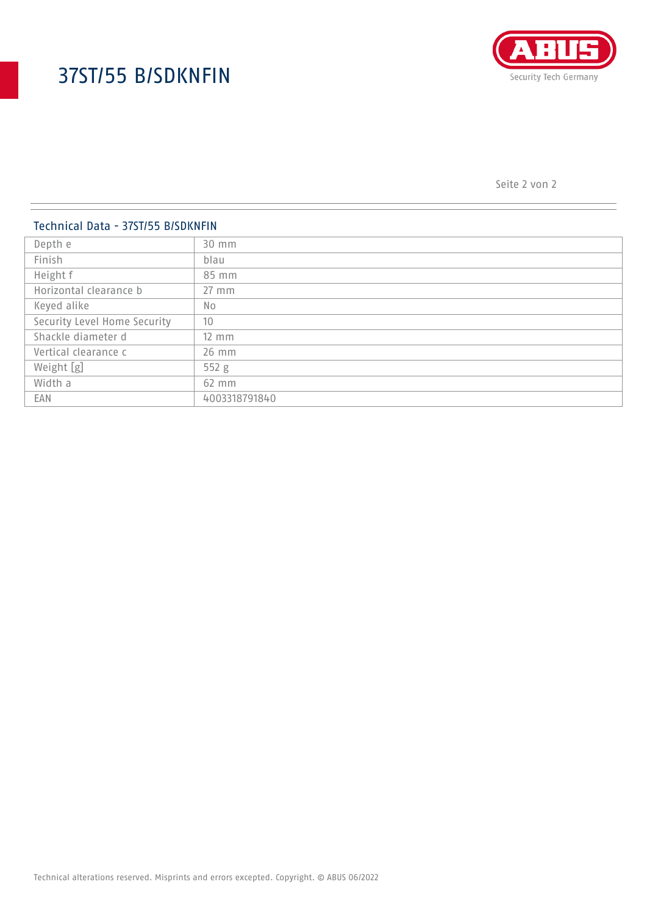# 37ST/55 B/SDKNFIN

## Technical Data - 37ST/55 B/SDKNFIN

| | |
|---|---|
| Depth e | 30 mm |
| Finish | blau |
| Height f | 85 mm |
| Horizontal clearance b | 27 mm |
| Keyed alike | No |
| Security Level Home Security | 10 |
| Shackle diameter d | 12 mm |
| Vertical clearance c | 26 mm |
| Weight [g] | 552 g |
| Width a | 62 mm |
| EAN | 4003318791840 |

Technical alterations reserved. Misprints and errors excepted. Copyright. © ABUS 06/2022